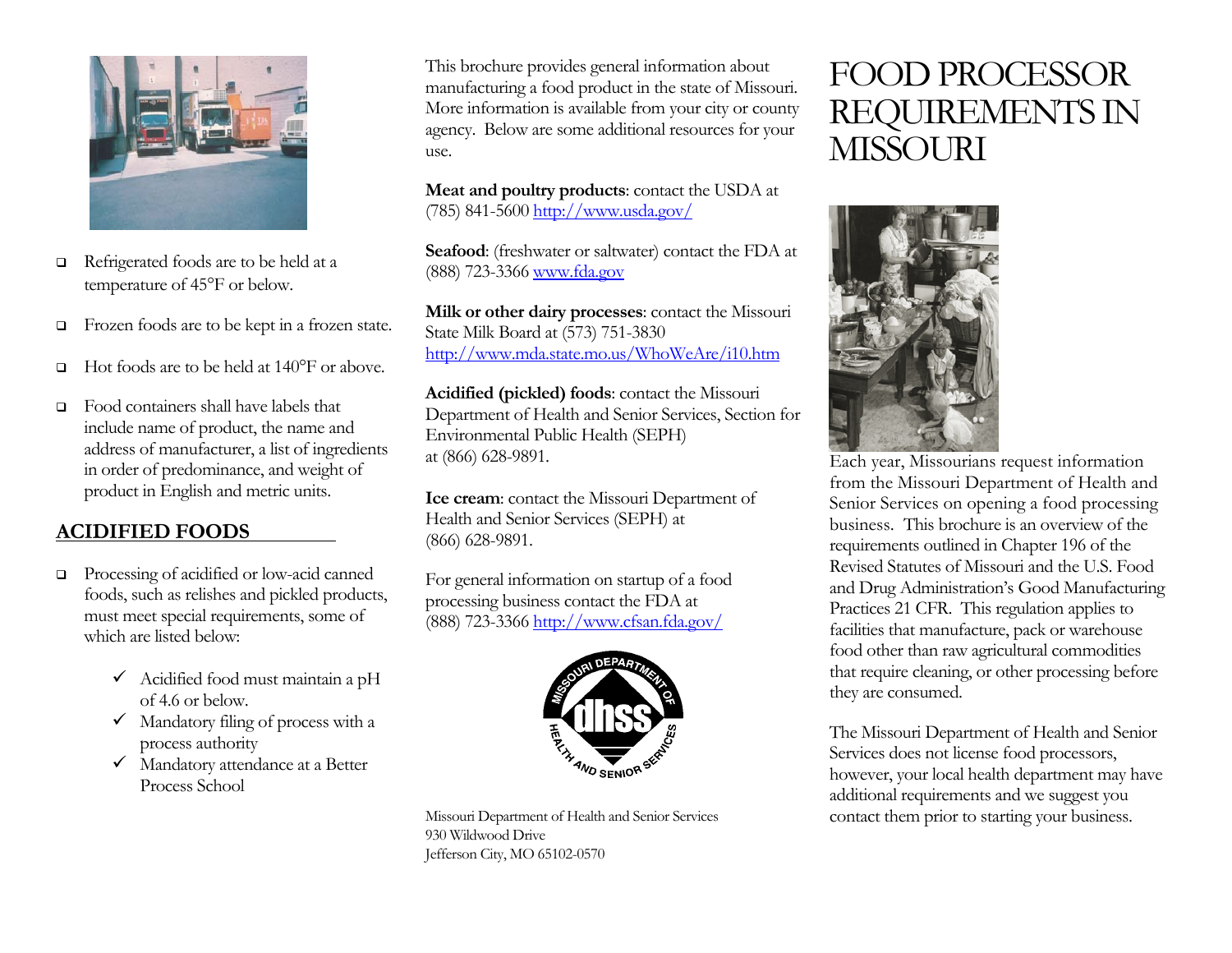# FOOD PROCESSOR REQUIREMENTS IN MISSOURI

Each year, Missourians request information from the Missouri Department of Health and Senior Services on opening a food processing business. This brochure is an overview of the requirements outlined in Chapter 196 of the Revised Statutes of Missouri and the U.S. Food and Drug Administration's Good Manufacturing Practices 21 CFR. This regulation applies to facilities that manufacture, pack or warehouse food other than raw agricultural commodities that require cleaning, or other processing before they are consumed.

The Missouri Department of Health and Senior Services does not license food processors, however, your local health department may have additional requirements and we suggest you contact them prior to starting your business.

- Refrigerated foods are to be held at a temperature of 45°F or below.
- Frozen foods are to be kept in a frozen state.
- Hot foods are to be held at 140°F or above.
- Food containers shall have labels that include name of product, the name and address of manufacturer, a list of ingredients in order of predominance, and weight of product in English and metric units.

## ACIDIFIED FOODS

- Processing of acidified or low-acid canned foods, such as relishes and pickled products, must meet special requirements, some of which are listed below:
  - ✓ Acidified food must maintain a pH of 4.6 or below.
  - ✓ Mandatory filing of process with a process authority
  - ✓ Mandatory attendance at a Better Process School

This brochure provides general information about manufacturing a food product in the state of Missouri. More information is available from your city or county agency. Below are some additional resources for your use.

**Meat and poultry products**: contact the USDA at (785) 841-5600 http://www.usda.gov/

**Seafood**: (freshwater or saltwater) contact the FDA at (888) 723-3366 www.fda.gov

**Milk or other dairy processes**: contact the Missouri State Milk Board at (573) 751-3830 http://www.mda.state.mo.us/WhoWeAre/i10.htm

**Acidified (pickled) foods**: contact the Missouri Department of Health and Senior Services, Section for Environmental Public Health (SEPH) at (866) 628-9891.

**Ice cream**: contact the Missouri Department of Health and Senior Services (SEPH) at (866) 628-9891.

For general information on startup of a food processing business contact the FDA at (888) 723-3366 http://www.cfsan.fda.gov/

Missouri Department of Health and Senior Services
930 Wildwood Drive
Jefferson City, MO 65102-0570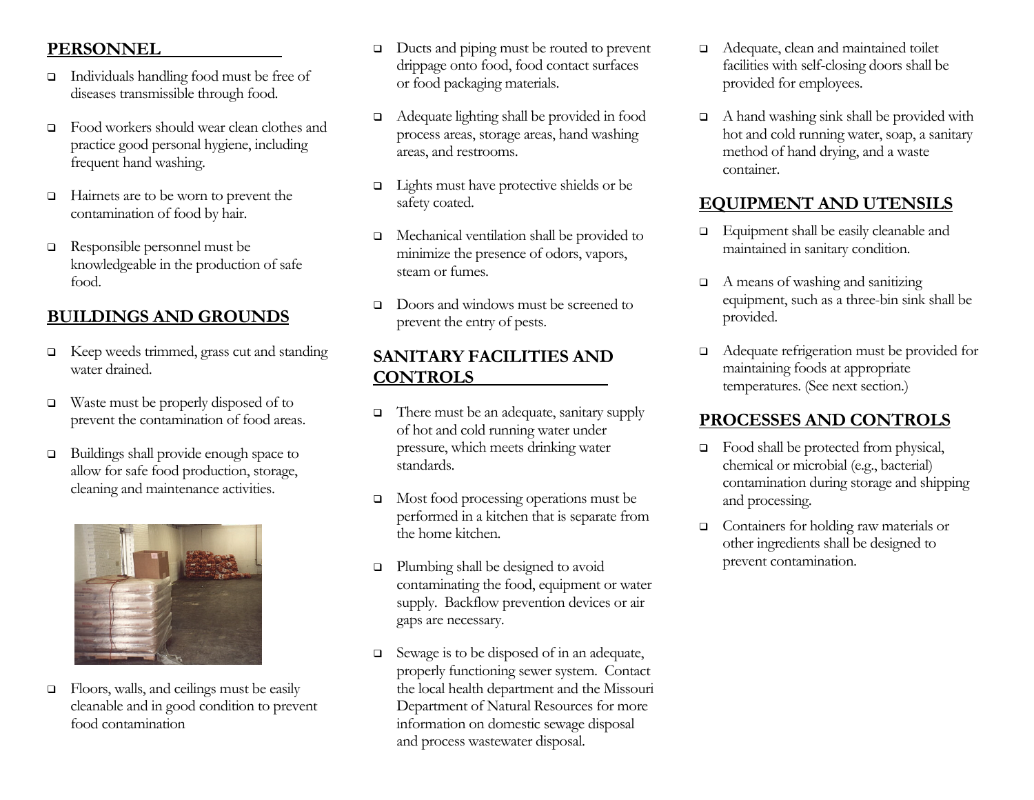## PERSONNEL

- Individuals handling food must be free of diseases transmissible through food.
- Food workers should wear clean clothes and practice good personal hygiene, including frequent hand washing.
- Hairnets are to be worn to prevent the contamination of food by hair.
- Responsible personnel must be knowledgeable in the production of safe food.

## BUILDINGS AND GROUNDS

- Keep weeds trimmed, grass cut and standing water drained.
- Waste must be properly disposed of to prevent the contamination of food areas.
- Buildings shall provide enough space to allow for safe food production, storage, cleaning and maintenance activities.
- Floors, walls, and ceilings must be easily cleanable and in good condition to prevent food contamination
- Ducts and piping must be routed to prevent drippage onto food, food contact surfaces or food packaging materials.
- Adequate lighting shall be provided in food process areas, storage areas, hand washing areas, and restrooms.
- Lights must have protective shields or be safety coated.
- Mechanical ventilation shall be provided to minimize the presence of odors, vapors, steam or fumes.
- Doors and windows must be screened to prevent the entry of pests.

## SANITARY FACILITIES AND CONTROLS

- There must be an adequate, sanitary supply of hot and cold running water under pressure, which meets drinking water standards.
- Most food processing operations must be performed in a kitchen that is separate from the home kitchen.
- Plumbing shall be designed to avoid contaminating the food, equipment or water supply. Backflow prevention devices or air gaps are necessary.
- Sewage is to be disposed of in an adequate, properly functioning sewer system. Contact the local health department and the Missouri Department of Natural Resources for more information on domestic sewage disposal and process wastewater disposal.
- Adequate, clean and maintained toilet facilities with self-closing doors shall be provided for employees.
- A hand washing sink shall be provided with hot and cold running water, soap, a sanitary method of hand drying, and a waste container.

## EQUIPMENT AND UTENSILS

- Equipment shall be easily cleanable and maintained in sanitary condition.
- A means of washing and sanitizing equipment, such as a three-bin sink shall be provided.
- Adequate refrigeration must be provided for maintaining foods at appropriate temperatures. (See next section.)

## PROCESSES AND CONTROLS

- Food shall be protected from physical, chemical or microbial (e.g., bacterial) contamination during storage and shipping and processing.
- Containers for holding raw materials or other ingredients shall be designed to prevent contamination.